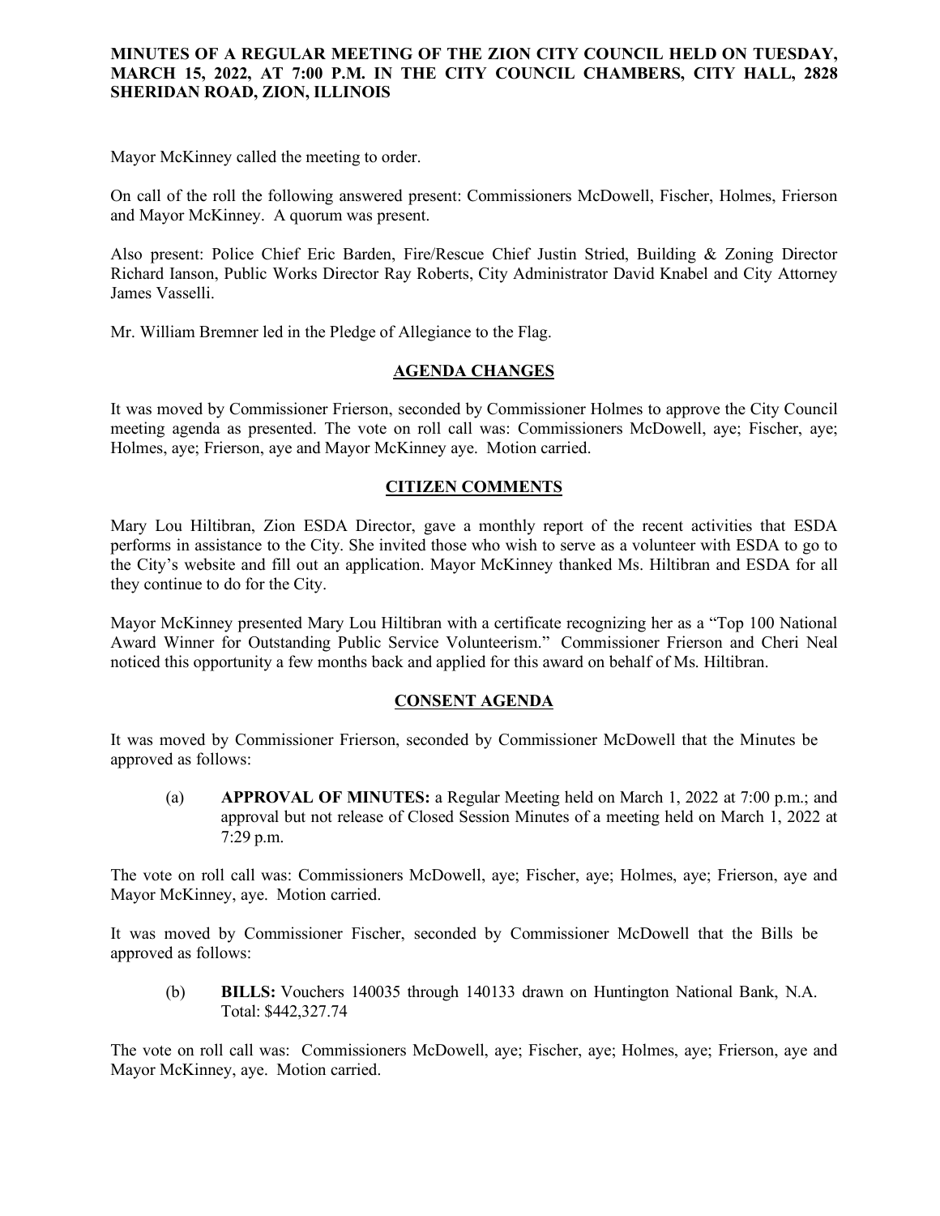**MINUTES OF A REGULAR MEETING OF THE ZION CITY COUNCIL HELD ON TUESDAY, MARCH 15, 2022, AT 7:00 P.M. IN THE CITY COUNCIL CHAMBERS, CITY HALL, 2828 SHERIDAN ROAD, ZION, ILLINOIS**

Mayor McKinney called the meeting to order.

On call of the roll the following answered present: Commissioners McDowell, Fischer, Holmes, Frierson and Mayor McKinney. A quorum was present.

Also present: Police Chief Eric Barden, Fire/Rescue Chief Justin Stried, Building & Zoning Director Richard Ianson, Public Works Director Ray Roberts, City Administrator David Knabel and City Attorney James Vasselli.

Mr. William Bremner led in the Pledge of Allegiance to the Flag.

## AGENDA CHANGES

It was moved by Commissioner Frierson, seconded by Commissioner Holmes to approve the City Council meeting agenda as presented. The vote on roll call was: Commissioners McDowell, aye; Fischer, aye; Holmes, aye; Frierson, aye and Mayor McKinney aye. Motion carried.

## CITIZEN COMMENTS

Mary Lou Hiltibran, Zion ESDA Director, gave a monthly report of the recent activities that ESDA performs in assistance to the City. She invited those who wish to serve as a volunteer with ESDA to go to the City's website and fill out an application. Mayor McKinney thanked Ms. Hiltibran and ESDA for all they continue to do for the City.

Mayor McKinney presented Mary Lou Hiltibran with a certificate recognizing her as a "Top 100 National Award Winner for Outstanding Public Service Volunteerism." Commissioner Frierson and Cheri Neal noticed this opportunity a few months back and applied for this award on behalf of Ms. Hiltibran.

## CONSENT AGENDA

It was moved by Commissioner Frierson, seconded by Commissioner McDowell that the Minutes be approved as follows:

(a) **APPROVAL OF MINUTES:** a Regular Meeting held on March 1, 2022 at 7:00 p.m.; and approval but not release of Closed Session Minutes of a meeting held on March 1, 2022 at 7:29 p.m.

The vote on roll call was: Commissioners McDowell, aye; Fischer, aye; Holmes, aye; Frierson, aye and Mayor McKinney, aye. Motion carried.

It was moved by Commissioner Fischer, seconded by Commissioner McDowell that the Bills be approved as follows:

(b) **BILLS:** Vouchers 140035 through 140133 drawn on Huntington National Bank, N.A. Total: $442,327.74

The vote on roll call was: Commissioners McDowell, aye; Fischer, aye; Holmes, aye; Frierson, aye and Mayor McKinney, aye. Motion carried.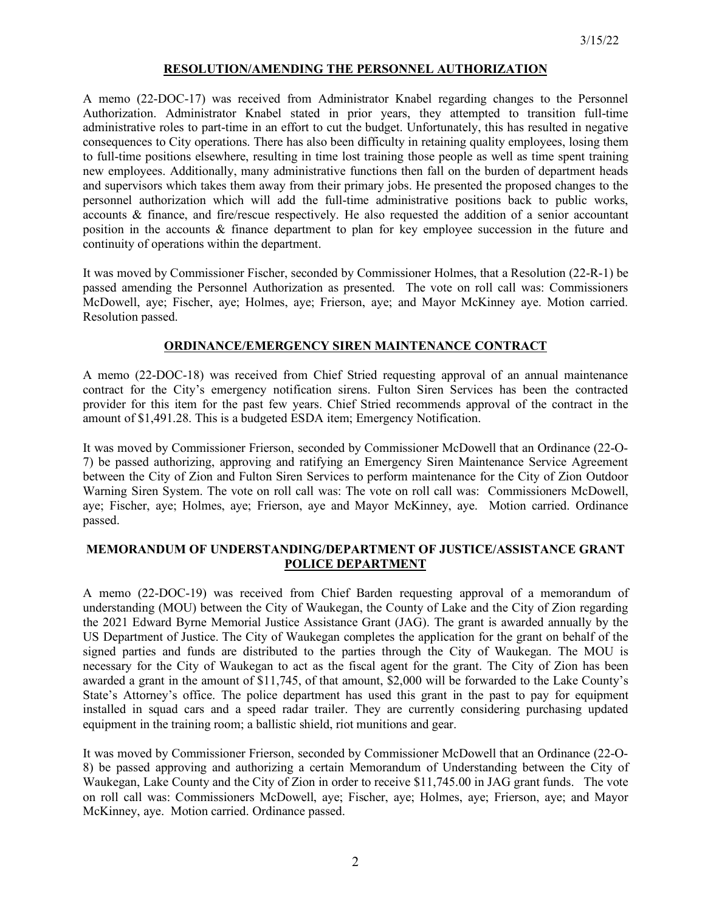## RESOLUTION/AMENDING THE PERSONNEL AUTHORIZATION

A memo (22-DOC-17) was received from Administrator Knabel regarding changes to the Personnel Authorization. Administrator Knabel stated in prior years, they attempted to transition full-time administrative roles to part-time in an effort to cut the budget. Unfortunately, this has resulted in negative consequences to City operations. There has also been difficulty in retaining quality employees, losing them to full-time positions elsewhere, resulting in time lost training those people as well as time spent training new employees. Additionally, many administrative functions then fall on the burden of department heads and supervisors which takes them away from their primary jobs. He presented the proposed changes to the personnel authorization which will add the full-time administrative positions back to public works, accounts & finance, and fire/rescue respectively. He also requested the addition of a senior accountant position in the accounts & finance department to plan for key employee succession in the future and continuity of operations within the department.

It was moved by Commissioner Fischer, seconded by Commissioner Holmes, that a Resolution (22-R-1) be passed amending the Personnel Authorization as presented. The vote on roll call was: Commissioners McDowell, aye; Fischer, aye; Holmes, aye; Frierson, aye; and Mayor McKinney aye. Motion carried. Resolution passed.

## ORDINANCE/EMERGENCY SIREN MAINTENANCE CONTRACT

A memo (22-DOC-18) was received from Chief Stried requesting approval of an annual maintenance contract for the City's emergency notification sirens. Fulton Siren Services has been the contracted provider for this item for the past few years. Chief Stried recommends approval of the contract in the amount of $1,491.28. This is a budgeted ESDA item; Emergency Notification.

It was moved by Commissioner Frierson, seconded by Commissioner McDowell that an Ordinance (22-O-7) be passed authorizing, approving and ratifying an Emergency Siren Maintenance Service Agreement between the City of Zion and Fulton Siren Services to perform maintenance for the City of Zion Outdoor Warning Siren System. The vote on roll call was: The vote on roll call was: Commissioners McDowell, aye; Fischer, aye; Holmes, aye; Frierson, aye and Mayor McKinney, aye. Motion carried. Ordinance passed.

## MEMORANDUM OF UNDERSTANDING/DEPARTMENT OF JUSTICE/ASSISTANCE GRANT POLICE DEPARTMENT

A memo (22-DOC-19) was received from Chief Barden requesting approval of a memorandum of understanding (MOU) between the City of Waukegan, the County of Lake and the City of Zion regarding the 2021 Edward Byrne Memorial Justice Assistance Grant (JAG). The grant is awarded annually by the US Department of Justice. The City of Waukegan completes the application for the grant on behalf of the signed parties and funds are distributed to the parties through the City of Waukegan. The MOU is necessary for the City of Waukegan to act as the fiscal agent for the grant. The City of Zion has been awarded a grant in the amount of $11,745, of that amount, $2,000 will be forwarded to the Lake County's State's Attorney's office. The police department has used this grant in the past to pay for equipment installed in squad cars and a speed radar trailer. They are currently considering purchasing updated equipment in the training room; a ballistic shield, riot munitions and gear.

It was moved by Commissioner Frierson, seconded by Commissioner McDowell that an Ordinance (22-O-8) be passed approving and authorizing a certain Memorandum of Understanding between the City of Waukegan, Lake County and the City of Zion in order to receive $11,745.00 in JAG grant funds. The vote on roll call was: Commissioners McDowell, aye; Fischer, aye; Holmes, aye; Frierson, aye; and Mayor McKinney, aye. Motion carried. Ordinance passed.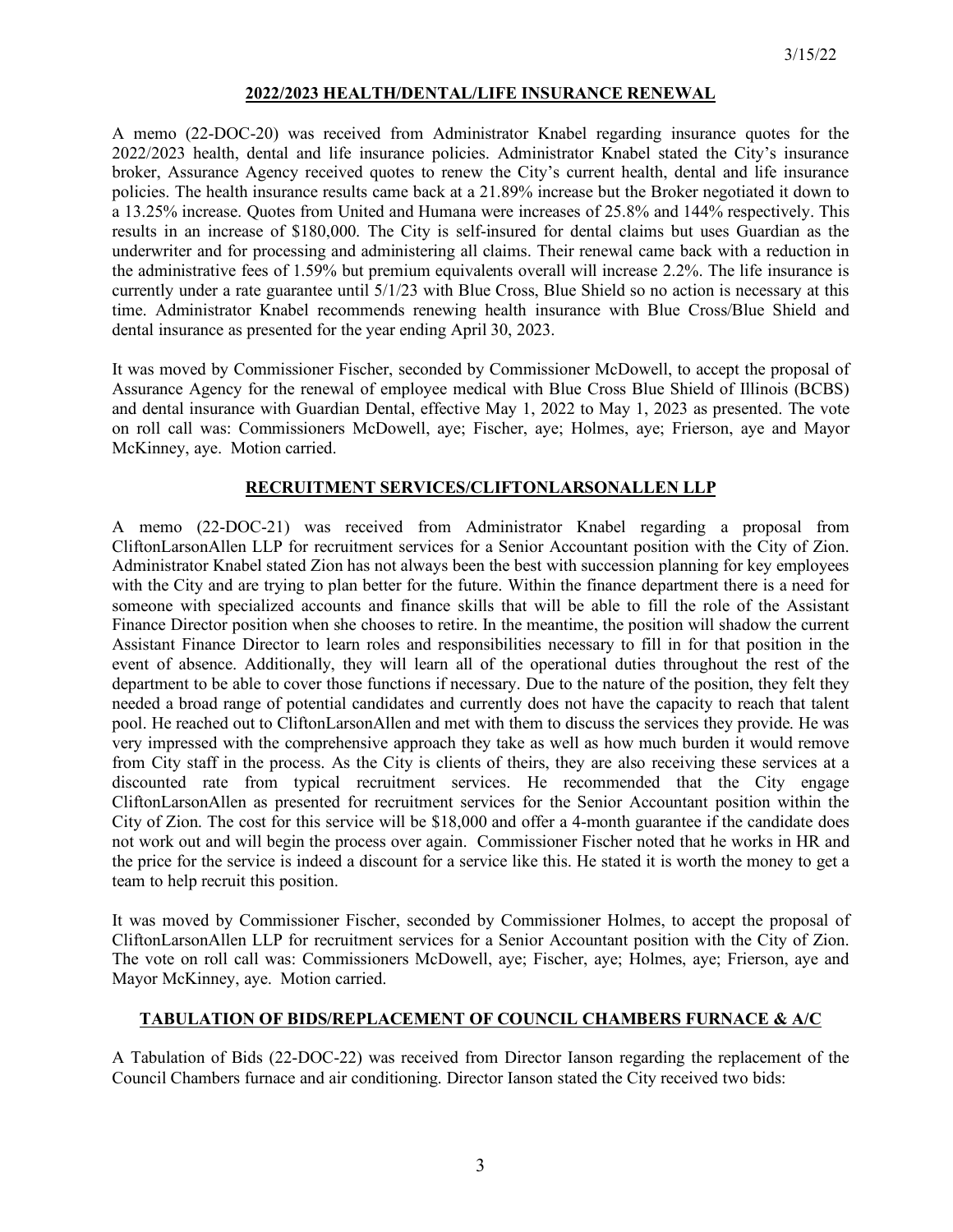## 2022/2023 HEALTH/DENTAL/LIFE INSURANCE RENEWAL

A memo (22-DOC-20) was received from Administrator Knabel regarding insurance quotes for the 2022/2023 health, dental and life insurance policies. Administrator Knabel stated the City's insurance broker, Assurance Agency received quotes to renew the City's current health, dental and life insurance policies. The health insurance results came back at a 21.89% increase but the Broker negotiated it down to a 13.25% increase. Quotes from United and Humana were increases of 25.8% and 144% respectively. This results in an increase of $180,000. The City is self-insured for dental claims but uses Guardian as the underwriter and for processing and administering all claims. Their renewal came back with a reduction in the administrative fees of 1.59% but premium equivalents overall will increase 2.2%. The life insurance is currently under a rate guarantee until 5/1/23 with Blue Cross, Blue Shield so no action is necessary at this time. Administrator Knabel recommends renewing health insurance with Blue Cross/Blue Shield and dental insurance as presented for the year ending April 30, 2023.

It was moved by Commissioner Fischer, seconded by Commissioner McDowell, to accept the proposal of Assurance Agency for the renewal of employee medical with Blue Cross Blue Shield of Illinois (BCBS) and dental insurance with Guardian Dental, effective May 1, 2022 to May 1, 2023 as presented. The vote on roll call was: Commissioners McDowell, aye; Fischer, aye; Holmes, aye; Frierson, aye and Mayor McKinney, aye. Motion carried.

## RECRUITMENT SERVICES/CLIFTONLARSONALLEN LLP

A memo (22-DOC-21) was received from Administrator Knabel regarding a proposal from CliftonLarsonAllen LLP for recruitment services for a Senior Accountant position with the City of Zion. Administrator Knabel stated Zion has not always been the best with succession planning for key employees with the City and are trying to plan better for the future. Within the finance department there is a need for someone with specialized accounts and finance skills that will be able to fill the role of the Assistant Finance Director position when she chooses to retire. In the meantime, the position will shadow the current Assistant Finance Director to learn roles and responsibilities necessary to fill in for that position in the event of absence. Additionally, they will learn all of the operational duties throughout the rest of the department to be able to cover those functions if necessary. Due to the nature of the position, they felt they needed a broad range of potential candidates and currently does not have the capacity to reach that talent pool. He reached out to CliftonLarsonAllen and met with them to discuss the services they provide. He was very impressed with the comprehensive approach they take as well as how much burden it would remove from City staff in the process. As the City is clients of theirs, they are also receiving these services at a discounted rate from typical recruitment services. He recommended that the City engage CliftonLarsonAllen as presented for recruitment services for the Senior Accountant position within the City of Zion. The cost for this service will be $18,000 and offer a 4-month guarantee if the candidate does not work out and will begin the process over again. Commissioner Fischer noted that he works in HR and the price for the service is indeed a discount for a service like this. He stated it is worth the money to get a team to help recruit this position.

It was moved by Commissioner Fischer, seconded by Commissioner Holmes, to accept the proposal of CliftonLarsonAllen LLP for recruitment services for a Senior Accountant position with the City of Zion. The vote on roll call was: Commissioners McDowell, aye; Fischer, aye; Holmes, aye; Frierson, aye and Mayor McKinney, aye. Motion carried.

## TABULATION OF BIDS/REPLACEMENT OF COUNCIL CHAMBERS FURNACE & A/C

A Tabulation of Bids (22-DOC-22) was received from Director Ianson regarding the replacement of the Council Chambers furnace and air conditioning. Director Ianson stated the City received two bids: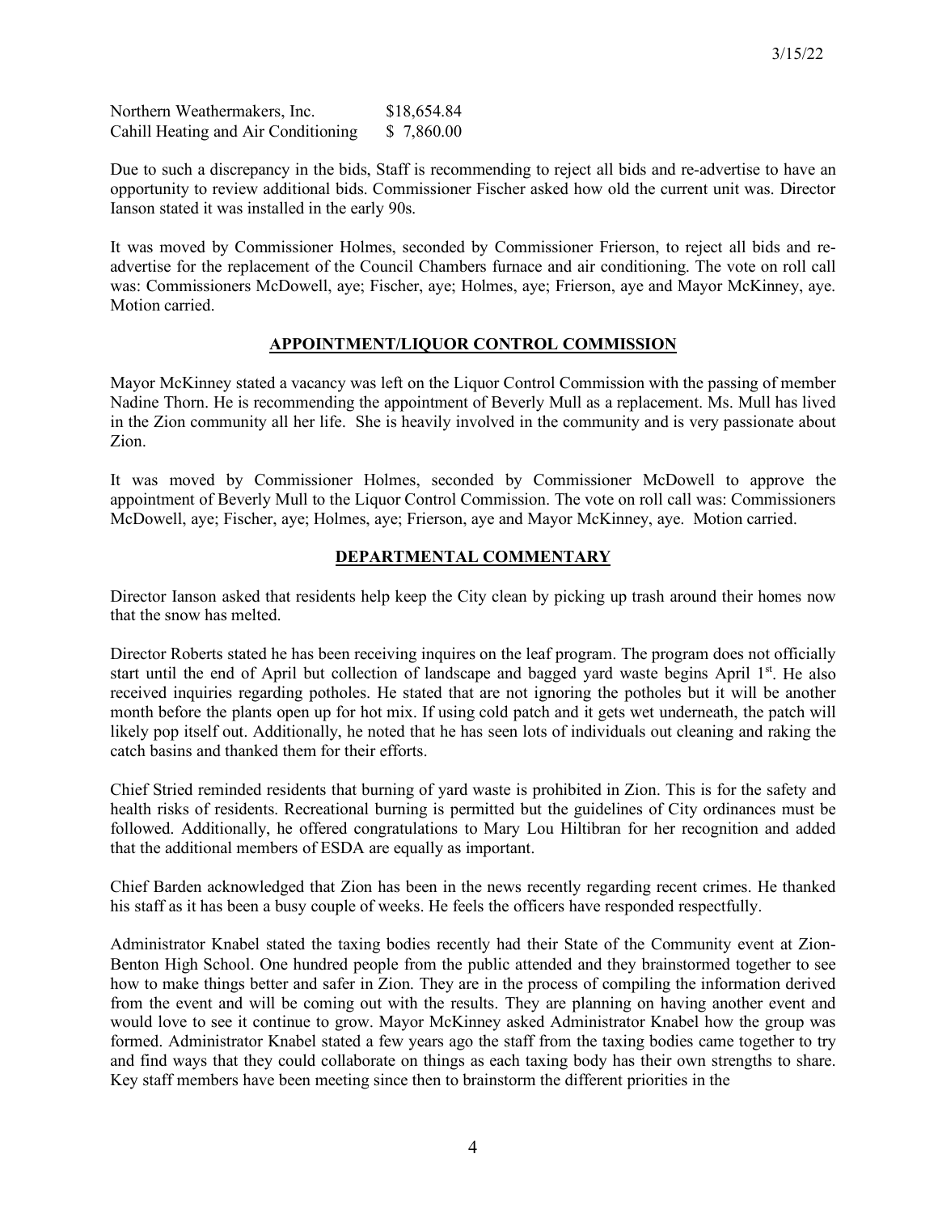| | |
|---|---|
| Northern Weathermakers, Inc. | $18,654.84 |
| Cahill Heating and Air Conditioning | $ 7,860.00 |

Due to such a discrepancy in the bids, Staff is recommending to reject all bids and re-advertise to have an opportunity to review additional bids. Commissioner Fischer asked how old the current unit was. Director Ianson stated it was installed in the early 90s.

It was moved by Commissioner Holmes, seconded by Commissioner Frierson, to reject all bids and re-advertise for the replacement of the Council Chambers furnace and air conditioning. The vote on roll call was: Commissioners McDowell, aye; Fischer, aye; Holmes, aye; Frierson, aye and Mayor McKinney, aye. Motion carried.

## APPOINTMENT/LIQUOR CONTROL COMMISSION

Mayor McKinney stated a vacancy was left on the Liquor Control Commission with the passing of member Nadine Thorn. He is recommending the appointment of Beverly Mull as a replacement. Ms. Mull has lived in the Zion community all her life. She is heavily involved in the community and is very passionate about Zion.

It was moved by Commissioner Holmes, seconded by Commissioner McDowell to approve the appointment of Beverly Mull to the Liquor Control Commission. The vote on roll call was: Commissioners McDowell, aye; Fischer, aye; Holmes, aye; Frierson, aye and Mayor McKinney, aye. Motion carried.

## DEPARTMENTAL COMMENTARY

Director Ianson asked that residents help keep the City clean by picking up trash around their homes now that the snow has melted.

Director Roberts stated he has been receiving inquires on the leaf program. The program does not officially start until the end of April but collection of landscape and bagged yard waste begins April 1st. He also received inquiries regarding potholes. He stated that are not ignoring the potholes but it will be another month before the plants open up for hot mix. If using cold patch and it gets wet underneath, the patch will likely pop itself out. Additionally, he noted that he has seen lots of individuals out cleaning and raking the catch basins and thanked them for their efforts.

Chief Stried reminded residents that burning of yard waste is prohibited in Zion. This is for the safety and health risks of residents. Recreational burning is permitted but the guidelines of City ordinances must be followed. Additionally, he offered congratulations to Mary Lou Hiltibran for her recognition and added that the additional members of ESDA are equally as important.

Chief Barden acknowledged that Zion has been in the news recently regarding recent crimes. He thanked his staff as it has been a busy couple of weeks. He feels the officers have responded respectfully.

Administrator Knabel stated the taxing bodies recently had their State of the Community event at Zion-Benton High School. One hundred people from the public attended and they brainstormed together to see how to make things better and safer in Zion. They are in the process of compiling the information derived from the event and will be coming out with the results. They are planning on having another event and would love to see it continue to grow. Mayor McKinney asked Administrator Knabel how the group was formed. Administrator Knabel stated a few years ago the staff from the taxing bodies came together to try and find ways that they could collaborate on things as each taxing body has their own strengths to share. Key staff members have been meeting since then to brainstorm the different priorities in the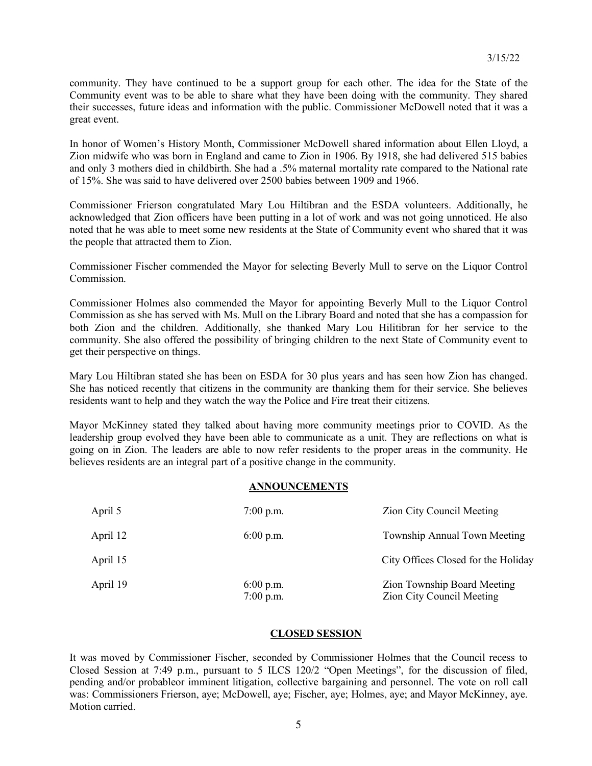community. They have continued to be a support group for each other. The idea for the State of the Community event was to be able to share what they have been doing with the community. They shared their successes, future ideas and information with the public. Commissioner McDowell noted that it was a great event.

In honor of Women's History Month, Commissioner McDowell shared information about Ellen Lloyd, a Zion midwife who was born in England and came to Zion in 1906. By 1918, she had delivered 515 babies and only 3 mothers died in childbirth. She had a .5% maternal mortality rate compared to the National rate of 15%. She was said to have delivered over 2500 babies between 1909 and 1966.

Commissioner Frierson congratulated Mary Lou Hiltibran and the ESDA volunteers. Additionally, he acknowledged that Zion officers have been putting in a lot of work and was not going unnoticed. He also noted that he was able to meet some new residents at the State of Community event who shared that it was the people that attracted them to Zion.

Commissioner Fischer commended the Mayor for selecting Beverly Mull to serve on the Liquor Control Commission.

Commissioner Holmes also commended the Mayor for appointing Beverly Mull to the Liquor Control Commission as she has served with Ms. Mull on the Library Board and noted that she has a compassion for both Zion and the children. Additionally, she thanked Mary Lou Hilitibran for her service to the community. She also offered the possibility of bringing children to the next State of Community event to get their perspective on things.

Mary Lou Hiltibran stated she has been on ESDA for 30 plus years and has seen how Zion has changed. She has noticed recently that citizens in the community are thanking them for their service. She believes residents want to help and they watch the way the Police and Fire treat their citizens.

Mayor McKinney stated they talked about having more community meetings prior to COVID. As the leadership group evolved they have been able to communicate as a unit. They are reflections on what is going on in Zion. The leaders are able to now refer residents to the proper areas in the community. He believes residents are an integral part of a positive change in the community.

## ANNOUNCEMENTS

| | | |
|---|---|---|
| April 5 | 7:00 p.m. | Zion City Council Meeting |
| April 12 | 6:00 p.m. | Township Annual Town Meeting |
| April 15 | | City Offices Closed for the Holiday |
| April 19 | 6:00 p.m.<br>7:00 p.m. | Zion Township Board Meeting<br>Zion City Council Meeting |

## CLOSED SESSION

It was moved by Commissioner Fischer, seconded by Commissioner Holmes that the Council recess to Closed Session at 7:49 p.m., pursuant to 5 ILCS 120/2 "Open Meetings", for the discussion of filed, pending and/or probableor imminent litigation, collective bargaining and personnel. The vote on roll call was: Commissioners Frierson, aye; McDowell, aye; Fischer, aye; Holmes, aye; and Mayor McKinney, aye. Motion carried.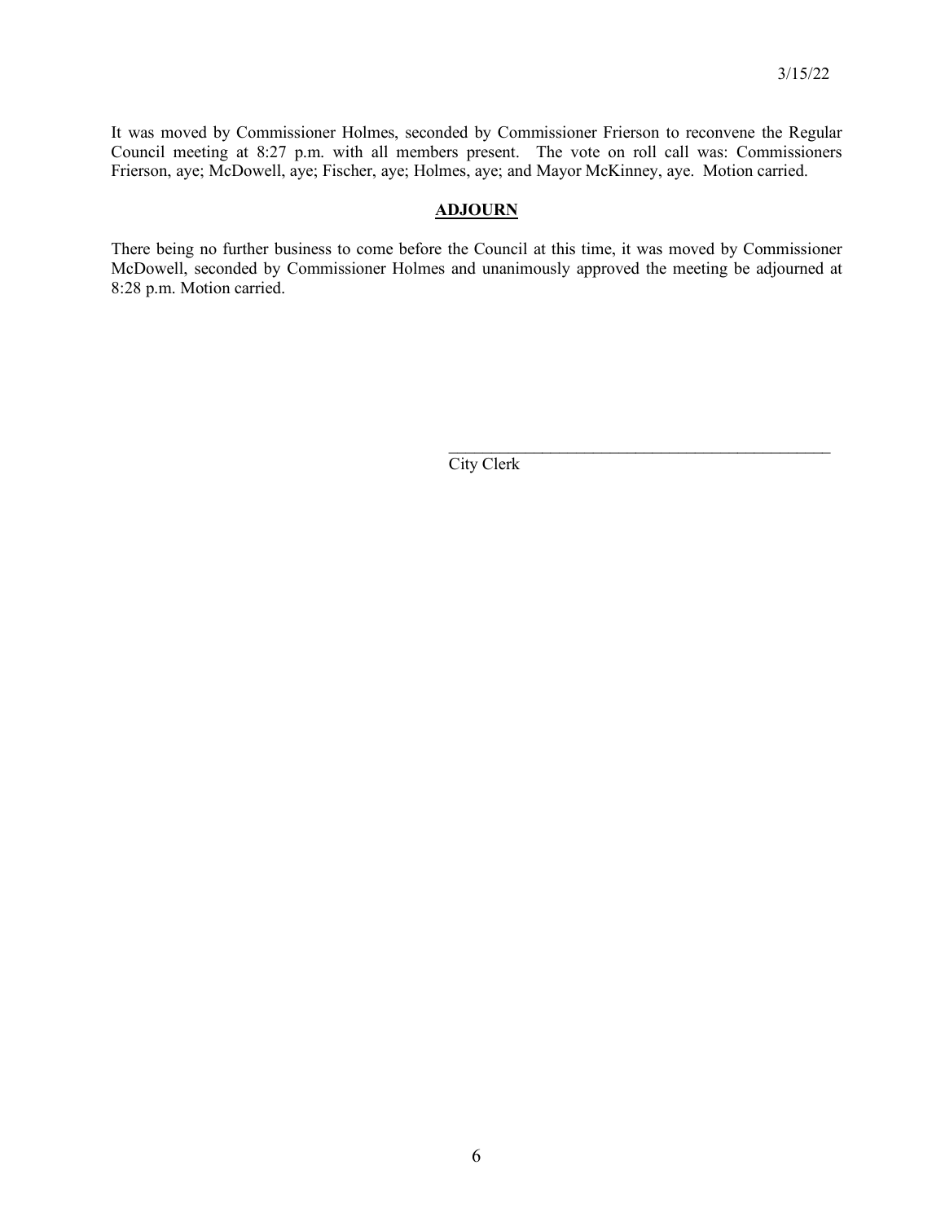It was moved by Commissioner Holmes, seconded by Commissioner Frierson to reconvene the Regular Council meeting at 8:27 p.m. with all members present. The vote on roll call was: Commissioners Frierson, aye; McDowell, aye; Fischer, aye; Holmes, aye; and Mayor McKinney, aye. Motion carried.

**ADJOURN**

There being no further business to come before the Council at this time, it was moved by Commissioner McDowell, seconded by Commissioner Holmes and unanimously approved the meeting be adjourned at 8:28 p.m. Motion carried.

\_\_\_\_\_\_\_\_\_\_\_\_\_\_\_\_\_\_\_\_\_\_\_\_\_\_\_\_\_\_\_\_\_\_\_\_\_\_\_\_

City Clerk